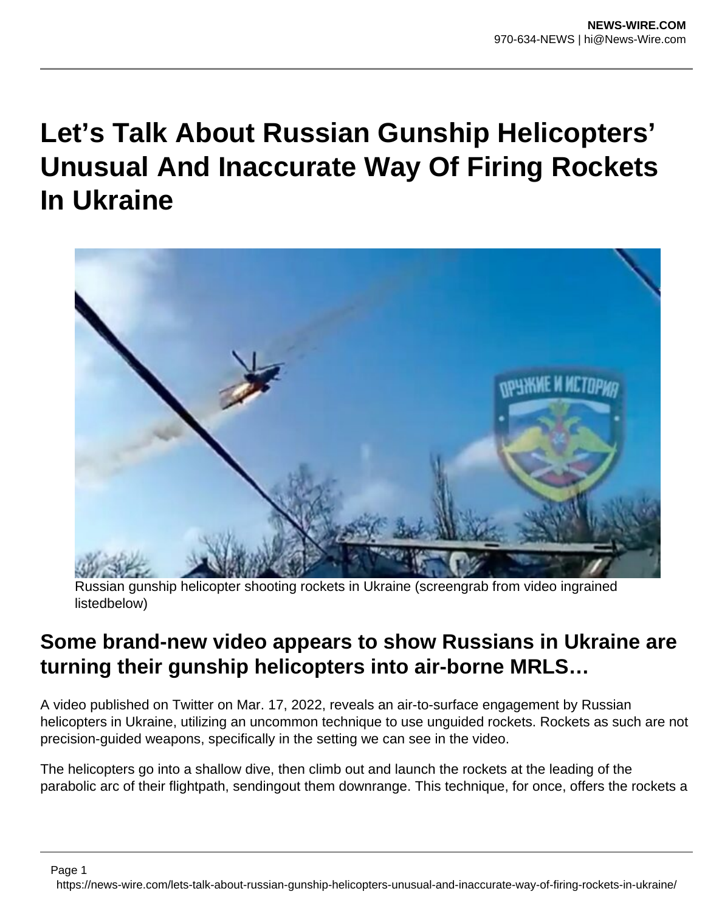# Let's Talk About Russian Gunship Helicopters' Unusual And Inaccurate Way Of Firing Rockets In Ukraine

Russian gunship helicopter shooting rockets in Ukraine (screengrab from video ingrained listedbelow)

## Some brand-new video appears to show Russians in Ukraine are turning their gunship helicopters into air-borne MRLS…

A video published on Twitter on Mar. 17, 2022, reveals an air-to-surface engagement by Russian helicopters in Ukraine, utilizing an uncommon technique to use unguided rockets. Rockets as such are not precision-guided weapons, specifically in the setting we can see in the video.

The helicopters go into a shallow dive, then climb out and launch the rockets at the leading of the parabolic arc of their flightpath, sendingout them downrange. This technique, for once, offers the rockets a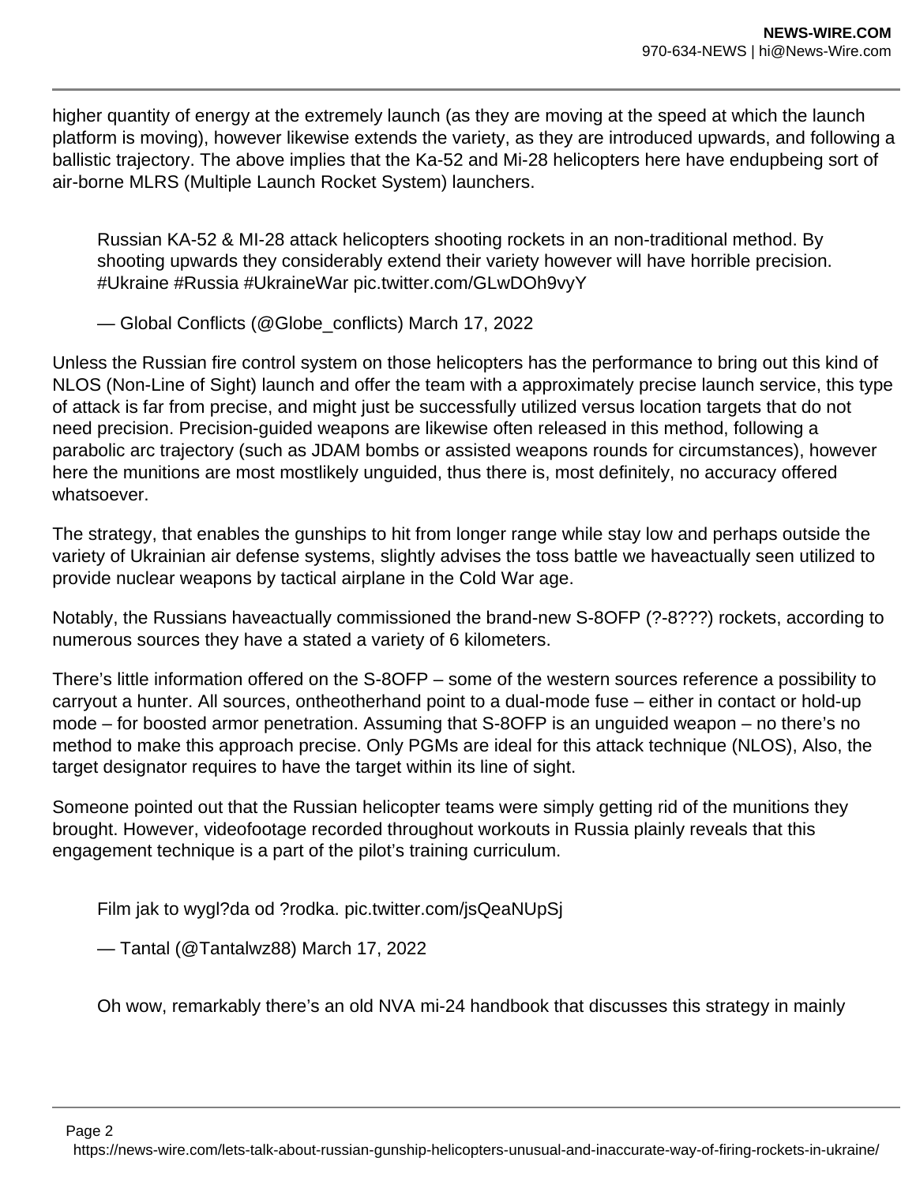higher quantity of energy at the extremely launch (as they are moving at the speed at which the launch platform is moving), however likewise extends the variety, as they are introduced upwards, and following a ballistic trajectory. The above implies that the Ka-52 and Mi-28 helicopters here have endupbeing sort of air-borne MLRS (Multiple Launch Rocket System) launchers.

> Russian KA-52 & MI-28 attack helicopters shooting rockets in an non-traditional method. By shooting upwards they considerably extend their variety however will have horrible precision. #Ukraine #Russia #UkraineWar pic.twitter.com/GLwDOh9vyY
>
> — Global Conflicts (@Globe_conflicts) March 17, 2022

Unless the Russian fire control system on those helicopters has the performance to bring out this kind of NLOS (Non-Line of Sight) launch and offer the team with a approximately precise launch service, this type of attack is far from precise, and might just be successfully utilized versus location targets that do not need precision. Precision-guided weapons are likewise often released in this method, following a parabolic arc trajectory (such as JDAM bombs or assisted weapons rounds for circumstances), however here the munitions are most mostlikely unguided, thus there is, most definitely, no accuracy offered whatsoever.

The strategy, that enables the gunships to hit from longer range while stay low and perhaps outside the variety of Ukrainian air defense systems, slightly advises the toss battle we haveactually seen utilized to provide nuclear weapons by tactical airplane in the Cold War age.

Notably, the Russians haveactually commissioned the brand-new S-8OFP (?-8???) rockets, according to numerous sources they have a stated a variety of 6 kilometers.

There's little information offered on the S-8OFP – some of the western sources reference a possibility to carryout a hunter. All sources, ontheotherhand point to a dual-mode fuse – either in contact or hold-up mode – for boosted armor penetration. Assuming that S-8OFP is an unguided weapon – no there's no method to make this approach precise. Only PGMs are ideal for this attack technique (NLOS), Also, the target designator requires to have the target within its line of sight.

Someone pointed out that the Russian helicopter teams were simply getting rid of the munitions they brought. However, videofootage recorded throughout workouts in Russia plainly reveals that this engagement technique is a part of the pilot's training curriculum.

> Film jak to wygl?da od ?rodka. pic.twitter.com/jsQeaNUpSj
>
> — Tantal (@Tantalwz88) March 17, 2022

> Oh wow, remarkably there's an old NVA mi-24 handbook that discusses this strategy in mainly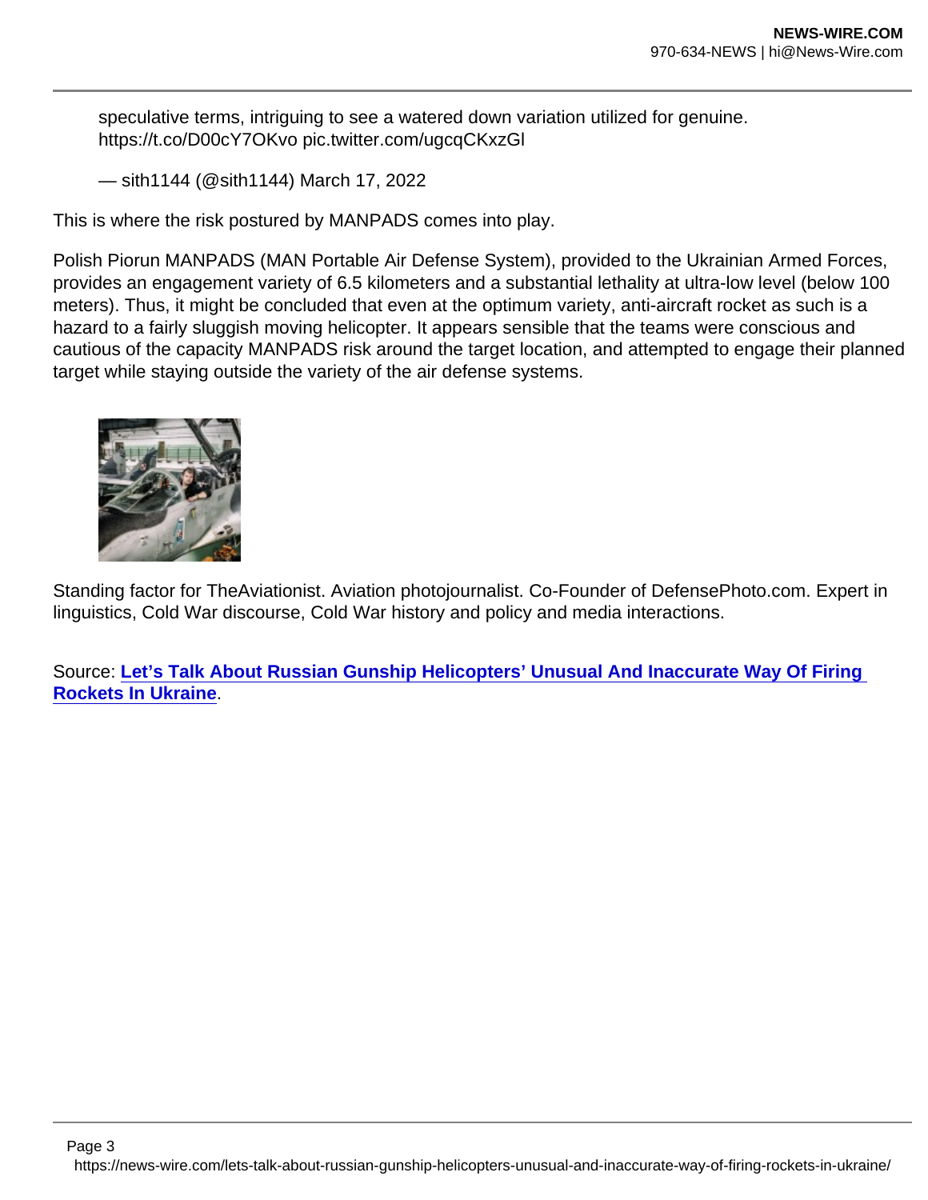speculative terms, intriguing to see a watered down variation utilized for genuine. https://t.co/D00cY7OKvo pic.twitter.com/ugcqCKxzGl

— sith1144 (@sith1144) March 17, 2022

This is where the risk postured by MANPADS comes into play.

Polish Piorun MANPADS (MAN Portable Air Defense System), provided to the Ukrainian Armed Forces, provides an engagement variety of 6.5 kilometers and a substantial lethality at ultra-low level (below 100 meters). Thus, it might be concluded that even at the optimum variety, anti-aircraft rocket as such is a hazard to a fairly sluggish moving helicopter. It appears sensible that the teams were conscious and cautious of the capacity MANPADS risk around the target location, and attempted to engage their planned target while staying outside the variety of the air defense systems.

Standing factor for TheAviationist. Aviation photojournalist. Co-Founder of DefensePhoto.com. Expert in linguistics, Cold War discourse, Cold War history and policy and media interactions.

Source: **[Let's Talk About Russian Gunship Helicopters' Unusual And Inaccurate Way Of Firing Rockets In Ukraine](https://news-wire.com/lets-talk-about-russian-gunship-helicopters-unusual-and-inaccurate-way-of-firing-rockets-in-ukraine/)**.